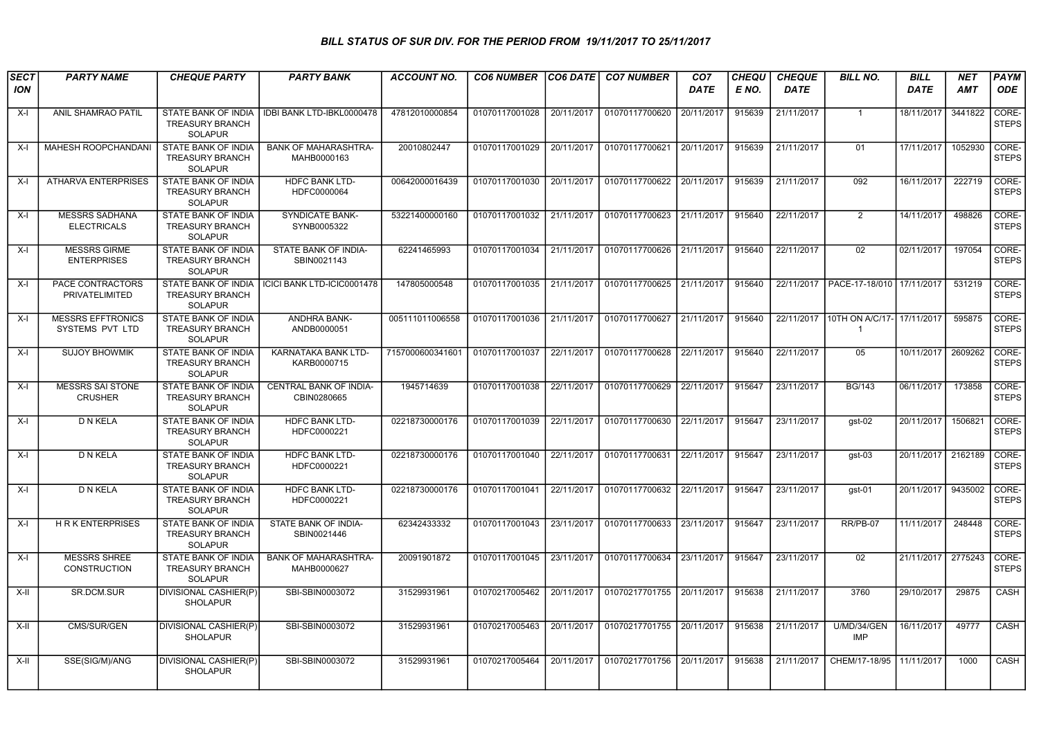# BILL STATUS OF SUR DIV. FOR THE PERIOD FROM 19/11/2017 TO 25/11/2017

| SECTION | PARTY NAME | CHEQUE PARTY | PARTY BANK | ACCOUNT NO. | CO6 NUMBER | CO6 DATE | CO7 NUMBER | CO7 DATE | CHEQUE NO. | CHEQUE DATE | BILL NO. | BILL DATE | NET AMT | PAYMODE |
|---|---|---|---|---|---|---|---|---|---|---|---|---|---|---|
| X-I | ANIL SHAMRAO PATIL | STATE BANK OF INDIA TREASURY BRANCH SOLAPUR | IDBI BANK LTD-IBKL0000478 | 47812010000854 | 01070117001028 | 20/11/2017 | 01070117700620 | 20/11/2017 | 915639 | 21/11/2017 | 1 | 18/11/2017 | 3441822 | CORE-STEPS |
| X-I | MAHESH ROOPCHANDANI | STATE BANK OF INDIA TREASURY BRANCH SOLAPUR | BANK OF MAHARASHTRA-MAHB0000163 | 20010802447 | 01070117001029 | 20/11/2017 | 01070117700621 | 20/11/2017 | 915639 | 21/11/2017 | 01 | 17/11/2017 | 1052930 | CORE-STEPS |
| X-I | ATHARVA ENTERPRISES | STATE BANK OF INDIA TREASURY BRANCH SOLAPUR | HDFC BANK LTD-HDFC0000064 | 00642000016439 | 01070117001030 | 20/11/2017 | 01070117700622 | 20/11/2017 | 915639 | 21/11/2017 | 092 | 16/11/2017 | 222719 | CORE-STEPS |
| X-I | MESSRS SADHANA ELECTRICALS | STATE BANK OF INDIA TREASURY BRANCH SOLAPUR | SYNDICATE BANK-SYNB0005322 | 53221400000160 | 01070117001032 | 21/11/2017 | 01070117700623 | 21/11/2017 | 915640 | 22/11/2017 | 2 | 14/11/2017 | 498826 | CORE-STEPS |
| X-I | MESSRS GIRME ENTERPRISES | STATE BANK OF INDIA TREASURY BRANCH SOLAPUR | STATE BANK OF INDIA-SBIN0021143 | 62241465993 | 01070117001034 | 21/11/2017 | 01070117700626 | 21/11/2017 | 915640 | 22/11/2017 | 02 | 02/11/2017 | 197054 | CORE-STEPS |
| X-I | PACE CONTRACTORS PRIVATELIMITED | STATE BANK OF INDIA TREASURY BRANCH SOLAPUR | ICICI BANK LTD-ICIC0001478 | 147805000548 | 01070117001035 | 21/11/2017 | 01070117700625 | 21/11/2017 | 915640 | 22/11/2017 | PACE-17-18/010 | 17/11/2017 | 531219 | CORE-STEPS |
| X-I | MESSRS EFFTRONICS SYSTEMS PVT LTD | STATE BANK OF INDIA TREASURY BRANCH SOLAPUR | ANDHRA BANK-ANDB0000051 | 005111011006558 | 01070117001036 | 21/11/2017 | 01070117700627 | 21/11/2017 | 915640 | 22/11/2017 | 10TH ON A/C/17-1 | 17/11/2017 | 595875 | CORE-STEPS |
| X-I | SUJOY BHOWMIK | STATE BANK OF INDIA TREASURY BRANCH SOLAPUR | KARNATAKA BANK LTD-KARB0000715 | 7157000600341601 | 01070117001037 | 22/11/2017 | 01070117700628 | 22/11/2017 | 915640 | 22/11/2017 | 05 | 10/11/2017 | 2609262 | CORE-STEPS |
| X-I | MESSRS SAI STONE CRUSHER | STATE BANK OF INDIA TREASURY BRANCH SOLAPUR | CENTRAL BANK OF INDIA-CBIN0280665 | 1945714639 | 01070117001038 | 22/11/2017 | 01070117700629 | 22/11/2017 | 915647 | 23/11/2017 | BG/143 | 06/11/2017 | 173858 | CORE-STEPS |
| X-I | D N KELA | STATE BANK OF INDIA TREASURY BRANCH SOLAPUR | HDFC BANK LTD-HDFC0000221 | 02218730000176 | 01070117001039 | 22/11/2017 | 01070117700630 | 22/11/2017 | 915647 | 23/11/2017 | gst-02 | 20/11/2017 | 1506821 | CORE-STEPS |
| X-I | D N KELA | STATE BANK OF INDIA TREASURY BRANCH SOLAPUR | HDFC BANK LTD-HDFC0000221 | 02218730000176 | 01070117001040 | 22/11/2017 | 01070117700631 | 22/11/2017 | 915647 | 23/11/2017 | gst-03 | 20/11/2017 | 2162189 | CORE-STEPS |
| X-I | D N KELA | STATE BANK OF INDIA TREASURY BRANCH SOLAPUR | HDFC BANK LTD-HDFC0000221 | 02218730000176 | 01070117001041 | 22/11/2017 | 01070117700632 | 22/11/2017 | 915647 | 23/11/2017 | gst-01 | 20/11/2017 | 9435002 | CORE-STEPS |
| X-I | H R K ENTERPRISES | STATE BANK OF INDIA TREASURY BRANCH SOLAPUR | STATE BANK OF INDIA-SBIN0021446 | 62342433332 | 01070117001043 | 23/11/2017 | 01070117700633 | 23/11/2017 | 915647 | 23/11/2017 | RR/PB-07 | 11/11/2017 | 248448 | CORE-STEPS |
| X-I | MESSRS SHREE CONSTRUCTION | STATE BANK OF INDIA TREASURY BRANCH SOLAPUR | BANK OF MAHARASHTRA-MAHB0000627 | 20091901872 | 01070117001045 | 23/11/2017 | 01070117700634 | 23/11/2017 | 915647 | 23/11/2017 | 02 | 21/11/2017 | 2775243 | CORE-STEPS |
| X-II | SR.DCM.SUR | DIVISIONAL CASHIER(P) SHOLAPUR | SBI-SBIN0003072 | 31529931961 | 01070217005462 | 20/11/2017 | 01070217701755 | 20/11/2017 | 915638 | 21/11/2017 | 3760 | 29/10/2017 | 29875 | CASH |
| X-II | CMS/SUR/GEN | DIVISIONAL CASHIER(P) SHOLAPUR | SBI-SBIN0003072 | 31529931961 | 01070217005463 | 20/11/2017 | 01070217701755 | 20/11/2017 | 915638 | 21/11/2017 | U/MD/34/GEN IMP | 16/11/2017 | 49777 | CASH |
| X-II | SSE(SIG/M)/ANG | DIVISIONAL CASHIER(P) SHOLAPUR | SBI-SBIN0003072 | 31529931961 | 01070217005464 | 20/11/2017 | 01070217701756 | 20/11/2017 | 915638 | 21/11/2017 | CHEM/17-18/95 | 11/11/2017 | 1000 | CASH |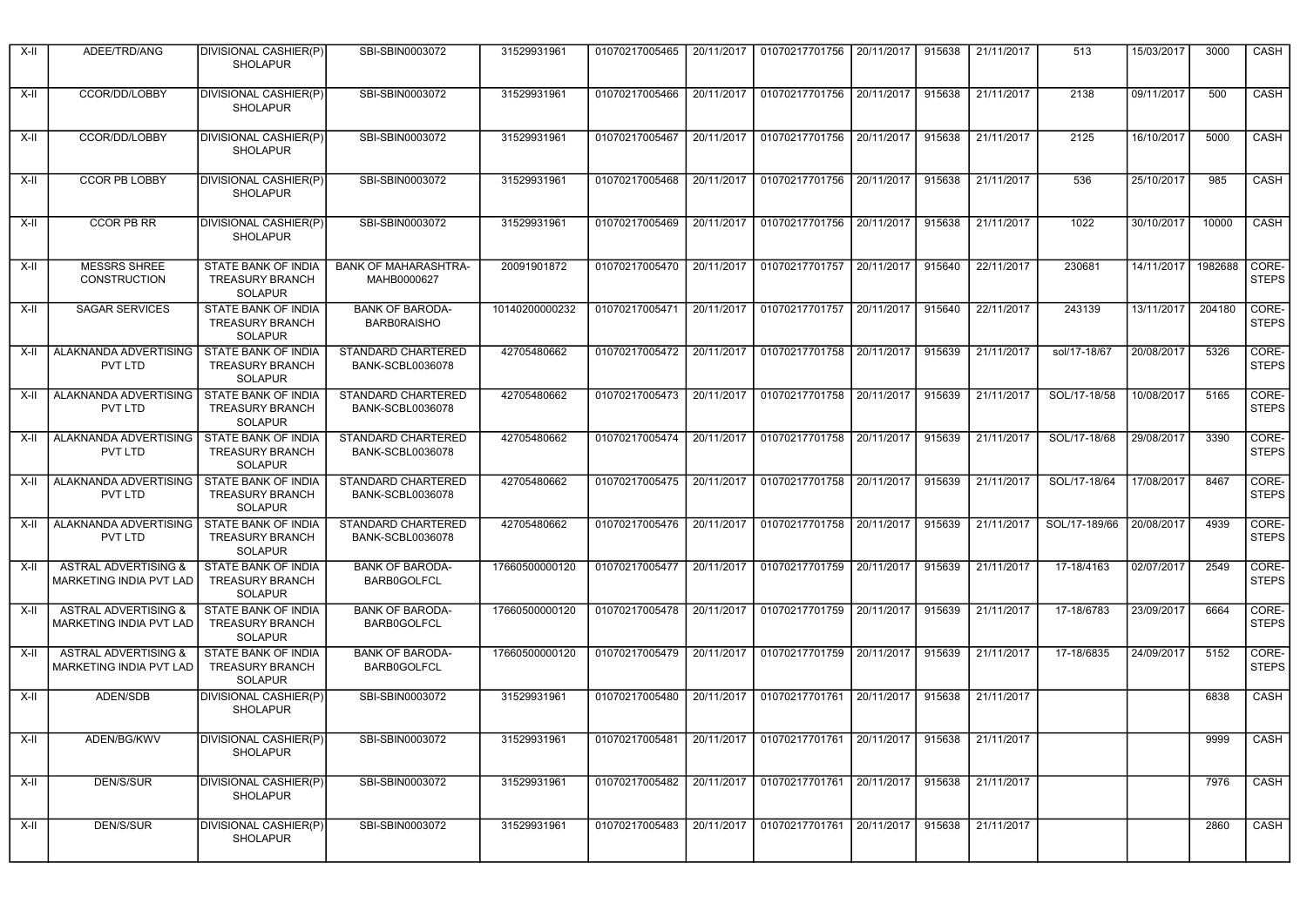| X-II | ADEE/TRD/ANG | DIVISIONAL CASHIER(P) SHOLAPUR | SBI-SBIN0003072 | 31529931961 | 01070217005465 | 20/11/2017 | 01070217701756 | 20/11/2017 | 915638 | 21/11/2017 | 513 | 15/03/2017 | 3000 | CASH |
|---|---|---|---|---|---|---|---|---|---|---|---|---|---|---|
| X-II | CCOR/DD/LOBBY | DIVISIONAL CASHIER(P) SHOLAPUR | SBI-SBIN0003072 | 31529931961 | 01070217005466 | 20/11/2017 | 01070217701756 | 20/11/2017 | 915638 | 21/11/2017 | 2138 | 09/11/2017 | 500 | CASH |
| X-II | CCOR/DD/LOBBY | DIVISIONAL CASHIER(P) SHOLAPUR | SBI-SBIN0003072 | 31529931961 | 01070217005467 | 20/11/2017 | 01070217701756 | 20/11/2017 | 915638 | 21/11/2017 | 2125 | 16/10/2017 | 5000 | CASH |
| X-II | CCOR PB LOBBY | DIVISIONAL CASHIER(P) SHOLAPUR | SBI-SBIN0003072 | 31529931961 | 01070217005468 | 20/11/2017 | 01070217701756 | 20/11/2017 | 915638 | 21/11/2017 | 536 | 25/10/2017 | 985 | CASH |
| X-II | CCOR PB RR | DIVISIONAL CASHIER(P) SHOLAPUR | SBI-SBIN0003072 | 31529931961 | 01070217005469 | 20/11/2017 | 01070217701756 | 20/11/2017 | 915638 | 21/11/2017 | 1022 | 30/10/2017 | 10000 | CASH |
| X-II | MESSRS SHREE CONSTRUCTION | STATE BANK OF INDIA TREASURY BRANCH SOLAPUR | BANK OF MAHARASHTRA-MAHB0000627 | 20091901872 | 01070217005470 | 20/11/2017 | 01070217701757 | 20/11/2017 | 915640 | 22/11/2017 | 230681 | 14/11/2017 | 1982688 | CORE-STEPS |
| X-II | SAGAR SERVICES | STATE BANK OF INDIA TREASURY BRANCH SOLAPUR | BANK OF BARODA-BARB0RAISHO | 10140200000232 | 01070217005471 | 20/11/2017 | 01070217701757 | 20/11/2017 | 915640 | 22/11/2017 | 243139 | 13/11/2017 | 204180 | CORE-STEPS |
| X-II | ALAKNANDA ADVERTISING PVT LTD | STATE BANK OF INDIA TREASURY BRANCH SOLAPUR | STANDARD CHARTERED BANK-SCBL0036078 | 42705480662 | 01070217005472 | 20/11/2017 | 01070217701758 | 20/11/2017 | 915639 | 21/11/2017 | sol/17-18/67 | 20/08/2017 | 5326 | CORE-STEPS |
| X-II | ALAKNANDA ADVERTISING PVT LTD | STATE BANK OF INDIA TREASURY BRANCH SOLAPUR | STANDARD CHARTERED BANK-SCBL0036078 | 42705480662 | 01070217005473 | 20/11/2017 | 01070217701758 | 20/11/2017 | 915639 | 21/11/2017 | SOL/17-18/58 | 10/08/2017 | 5165 | CORE-STEPS |
| X-II | ALAKNANDA ADVERTISING PVT LTD | STATE BANK OF INDIA TREASURY BRANCH SOLAPUR | STANDARD CHARTERED BANK-SCBL0036078 | 42705480662 | 01070217005474 | 20/11/2017 | 01070217701758 | 20/11/2017 | 915639 | 21/11/2017 | SOL/17-18/68 | 29/08/2017 | 3390 | CORE-STEPS |
| X-II | ALAKNANDA ADVERTISING PVT LTD | STATE BANK OF INDIA TREASURY BRANCH SOLAPUR | STANDARD CHARTERED BANK-SCBL0036078 | 42705480662 | 01070217005475 | 20/11/2017 | 01070217701758 | 20/11/2017 | 915639 | 21/11/2017 | SOL/17-18/64 | 17/08/2017 | 8467 | CORE-STEPS |
| X-II | ALAKNANDA ADVERTISING PVT LTD | STATE BANK OF INDIA TREASURY BRANCH SOLAPUR | STANDARD CHARTERED BANK-SCBL0036078 | 42705480662 | 01070217005476 | 20/11/2017 | 01070217701758 | 20/11/2017 | 915639 | 21/11/2017 | SOL/17-189/66 | 20/08/2017 | 4939 | CORE-STEPS |
| X-II | ASTRAL ADVERTISING & MARKETING INDIA PVT LAD | STATE BANK OF INDIA TREASURY BRANCH SOLAPUR | BANK OF BARODA-BARB0GOLFCL | 17660500000120 | 01070217005477 | 20/11/2017 | 01070217701759 | 20/11/2017 | 915639 | 21/11/2017 | 17-18/4163 | 02/07/2017 | 2549 | CORE-STEPS |
| X-II | ASTRAL ADVERTISING & MARKETING INDIA PVT LAD | STATE BANK OF INDIA TREASURY BRANCH SOLAPUR | BANK OF BARODA-BARB0GOLFCL | 17660500000120 | 01070217005478 | 20/11/2017 | 01070217701759 | 20/11/2017 | 915639 | 21/11/2017 | 17-18/6783 | 23/09/2017 | 6664 | CORE-STEPS |
| X-II | ASTRAL ADVERTISING & MARKETING INDIA PVT LAD | STATE BANK OF INDIA TREASURY BRANCH SOLAPUR | BANK OF BARODA-BARB0GOLFCL | 17660500000120 | 01070217005479 | 20/11/2017 | 01070217701759 | 20/11/2017 | 915639 | 21/11/2017 | 17-18/6835 | 24/09/2017 | 5152 | CORE-STEPS |
| X-II | ADEN/SDB | DIVISIONAL CASHIER(P) SHOLAPUR | SBI-SBIN0003072 | 31529931961 | 01070217005480 | 20/11/2017 | 01070217701761 | 20/11/2017 | 915638 | 21/11/2017 | | | 6838 | CASH |
| X-II | ADEN/BG/KWV | DIVISIONAL CASHIER(P) SHOLAPUR | SBI-SBIN0003072 | 31529931961 | 01070217005481 | 20/11/2017 | 01070217701761 | 20/11/2017 | 915638 | 21/11/2017 | | | 9999 | CASH |
| X-II | DEN/S/SUR | DIVISIONAL CASHIER(P) SHOLAPUR | SBI-SBIN0003072 | 31529931961 | 01070217005482 | 20/11/2017 | 01070217701761 | 20/11/2017 | 915638 | 21/11/2017 | | | 7976 | CASH |
| X-II | DEN/S/SUR | DIVISIONAL CASHIER(P) SHOLAPUR | SBI-SBIN0003072 | 31529931961 | 01070217005483 | 20/11/2017 | 01070217701761 | 20/11/2017 | 915638 | 21/11/2017 | | | 2860 | CASH |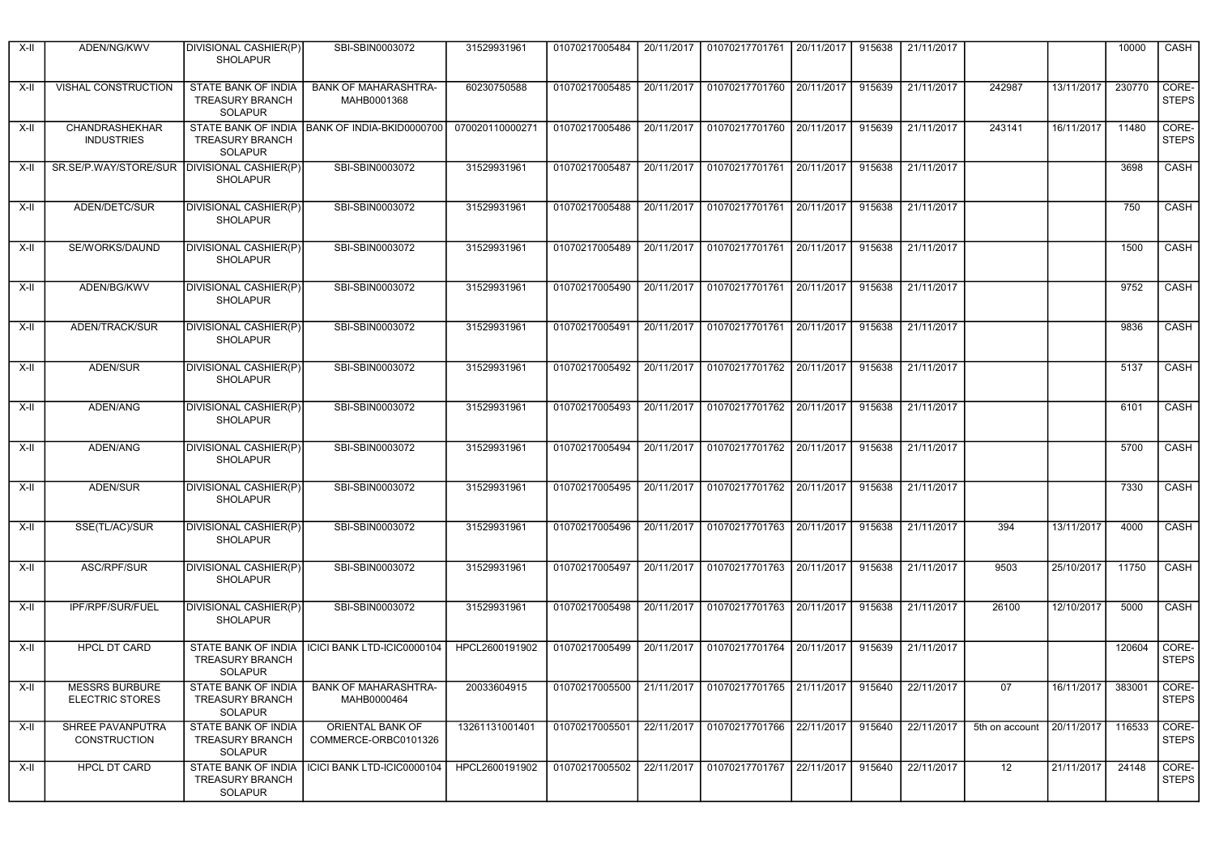| X-II | ADEN/NG/KWV | DIVISIONAL CASHIER(P) SHOLAPUR | SBI-SBIN0003072 | 31529931961 | 01070217005484 | 20/11/2017 | 01070217701761 | 20/11/2017 | 915638 | 21/11/2017 | | | 10000 | CASH |
|---|---|---|---|---|---|---|---|---|---|---|---|---|---|---|
| X-II | VISHAL CONSTRUCTION | STATE BANK OF INDIA TREASURY BRANCH SOLAPUR | BANK OF MAHARASHTRA-MAHB0001368 | 60230750588 | 01070217005485 | 20/11/2017 | 01070217701760 | 20/11/2017 | 915639 | 21/11/2017 | 242987 | 13/11/2017 | 230770 | CORE-STEPS |
| X-II | CHANDRASHEKHAR INDUSTRIES | STATE BANK OF INDIA TREASURY BRANCH SOLAPUR | BANK OF INDIA-BKID0000700 | 070020110000271 | 01070217005486 | 20/11/2017 | 01070217701760 | 20/11/2017 | 915639 | 21/11/2017 | 243141 | 16/11/2017 | 11480 | CORE-STEPS |
| X-II | SR.SE/P.WAY/STORE/SUR | DIVISIONAL CASHIER(P) SHOLAPUR | SBI-SBIN0003072 | 31529931961 | 01070217005487 | 20/11/2017 | 01070217701761 | 20/11/2017 | 915638 | 21/11/2017 | | | 3698 | CASH |
| X-II | ADEN/DETC/SUR | DIVISIONAL CASHIER(P) SHOLAPUR | SBI-SBIN0003072 | 31529931961 | 01070217005488 | 20/11/2017 | 01070217701761 | 20/11/2017 | 915638 | 21/11/2017 | | | 750 | CASH |
| X-II | SE/WORKS/DAUND | DIVISIONAL CASHIER(P) SHOLAPUR | SBI-SBIN0003072 | 31529931961 | 01070217005489 | 20/11/2017 | 01070217701761 | 20/11/2017 | 915638 | 21/11/2017 | | | 1500 | CASH |
| X-II | ADEN/BG/KWV | DIVISIONAL CASHIER(P) SHOLAPUR | SBI-SBIN0003072 | 31529931961 | 01070217005490 | 20/11/2017 | 01070217701761 | 20/11/2017 | 915638 | 21/11/2017 | | | 9752 | CASH |
| X-II | ADEN/TRACK/SUR | DIVISIONAL CASHIER(P) SHOLAPUR | SBI-SBIN0003072 | 31529931961 | 01070217005491 | 20/11/2017 | 01070217701761 | 20/11/2017 | 915638 | 21/11/2017 | | | 9836 | CASH |
| X-II | ADEN/SUR | DIVISIONAL CASHIER(P) SHOLAPUR | SBI-SBIN0003072 | 31529931961 | 01070217005492 | 20/11/2017 | 01070217701762 | 20/11/2017 | 915638 | 21/11/2017 | | | 5137 | CASH |
| X-II | ADEN/ANG | DIVISIONAL CASHIER(P) SHOLAPUR | SBI-SBIN0003072 | 31529931961 | 01070217005493 | 20/11/2017 | 01070217701762 | 20/11/2017 | 915638 | 21/11/2017 | | | 6101 | CASH |
| X-II | ADEN/ANG | DIVISIONAL CASHIER(P) SHOLAPUR | SBI-SBIN0003072 | 31529931961 | 01070217005494 | 20/11/2017 | 01070217701762 | 20/11/2017 | 915638 | 21/11/2017 | | | 5700 | CASH |
| X-II | ADEN/SUR | DIVISIONAL CASHIER(P) SHOLAPUR | SBI-SBIN0003072 | 31529931961 | 01070217005495 | 20/11/2017 | 01070217701762 | 20/11/2017 | 915638 | 21/11/2017 | | | 7330 | CASH |
| X-II | SSE(TL/AC)/SUR | DIVISIONAL CASHIER(P) SHOLAPUR | SBI-SBIN0003072 | 31529931961 | 01070217005496 | 20/11/2017 | 01070217701763 | 20/11/2017 | 915638 | 21/11/2017 | 394 | 13/11/2017 | 4000 | CASH |
| X-II | ASC/RPF/SUR | DIVISIONAL CASHIER(P) SHOLAPUR | SBI-SBIN0003072 | 31529931961 | 01070217005497 | 20/11/2017 | 01070217701763 | 20/11/2017 | 915638 | 21/11/2017 | 9503 | 25/10/2017 | 11750 | CASH |
| X-II | IPF/RPF/SUR/FUEL | DIVISIONAL CASHIER(P) SHOLAPUR | SBI-SBIN0003072 | 31529931961 | 01070217005498 | 20/11/2017 | 01070217701763 | 20/11/2017 | 915638 | 21/11/2017 | 26100 | 12/10/2017 | 5000 | CASH |
| X-II | HPCL DT CARD | STATE BANK OF INDIA TREASURY BRANCH SOLAPUR | ICICI BANK LTD-ICIC0000104 | HPCL2600191902 | 01070217005499 | 20/11/2017 | 01070217701764 | 20/11/2017 | 915639 | 21/11/2017 | | | 120604 | CORE-STEPS |
| X-II | MESSRS BURBURE ELECTRIC STORES | STATE BANK OF INDIA TREASURY BRANCH SOLAPUR | BANK OF MAHARASHTRA-MAHB0000464 | 20033604915 | 01070217005500 | 21/11/2017 | 01070217701765 | 21/11/2017 | 915640 | 22/11/2017 | 07 | 16/11/2017 | 383001 | CORE-STEPS |
| X-II | SHREE PAVANPUTRA CONSTRUCTION | STATE BANK OF INDIA TREASURY BRANCH SOLAPUR | ORIENTAL BANK OF COMMERCE-ORBC0101326 | 13261131001401 | 01070217005501 | 22/11/2017 | 01070217701766 | 22/11/2017 | 915640 | 22/11/2017 | 5th on account | 20/11/2017 | 116533 | CORE-STEPS |
| X-II | HPCL DT CARD | STATE BANK OF INDIA TREASURY BRANCH SOLAPUR | ICICI BANK LTD-ICIC0000104 | HPCL2600191902 | 01070217005502 | 22/11/2017 | 01070217701767 | 22/11/2017 | 915640 | 22/11/2017 | 12 | 21/11/2017 | 24148 | CORE-STEPS |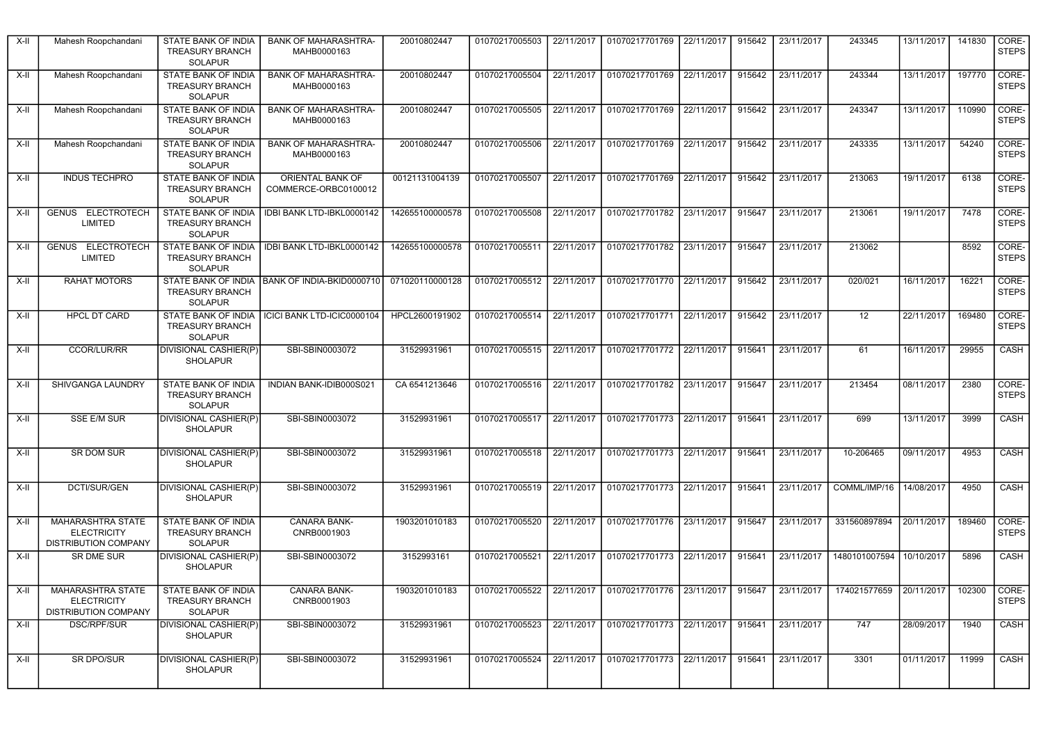| X-II | Mahesh Roopchandani | STATE BANK OF INDIA TREASURY BRANCH SOLAPUR | BANK OF MAHARASHTRA-MAHB0000163 | 20010802447 | 01070217005503 | 22/11/2017 | 01070217701769 | 22/11/2017 | 915642 | 23/11/2017 | 243345 | 13/11/2017 | 141830 | CORE-STEPS |
|---|---|---|---|---|---|---|---|---|---|---|---|---|---|---|
| X-II | Mahesh Roopchandani | STATE BANK OF INDIA TREASURY BRANCH SOLAPUR | BANK OF MAHARASHTRA-MAHB0000163 | 20010802447 | 01070217005504 | 22/11/2017 | 01070217701769 | 22/11/2017 | 915642 | 23/11/2017 | 243344 | 13/11/2017 | 197770 | CORE-STEPS |
| X-II | Mahesh Roopchandani | STATE BANK OF INDIA TREASURY BRANCH SOLAPUR | BANK OF MAHARASHTRA-MAHB0000163 | 20010802447 | 01070217005505 | 22/11/2017 | 01070217701769 | 22/11/2017 | 915642 | 23/11/2017 | 243347 | 13/11/2017 | 110990 | CORE-STEPS |
| X-II | Mahesh Roopchandani | STATE BANK OF INDIA TREASURY BRANCH SOLAPUR | BANK OF MAHARASHTRA-MAHB0000163 | 20010802447 | 01070217005506 | 22/11/2017 | 01070217701769 | 22/11/2017 | 915642 | 23/11/2017 | 243335 | 13/11/2017 | 54240 | CORE-STEPS |
| X-II | INDUS TECHPRO | STATE BANK OF INDIA TREASURY BRANCH SOLAPUR | ORIENTAL BANK OF COMMERCE-ORBC0100012 | 00121131004139 | 01070217005507 | 22/11/2017 | 01070217701769 | 22/11/2017 | 915642 | 23/11/2017 | 213063 | 19/11/2017 | 6138 | CORE-STEPS |
| X-II | GENUS ELECTROTECH LIMITED | STATE BANK OF INDIA TREASURY BRANCH SOLAPUR | IDBI BANK LTD-IBKL0000142 | 142655100000578 | 01070217005508 | 22/11/2017 | 01070217701782 | 23/11/2017 | 915647 | 23/11/2017 | 213061 | 19/11/2017 | 7478 | CORE-STEPS |
| X-II | GENUS ELECTROTECH LIMITED | STATE BANK OF INDIA TREASURY BRANCH SOLAPUR | IDBI BANK LTD-IBKL0000142 | 142655100000578 | 01070217005511 | 22/11/2017 | 01070217701782 | 23/11/2017 | 915647 | 23/11/2017 | 213062 | | 8592 | CORE-STEPS |
| X-II | RAHAT MOTORS | STATE BANK OF INDIA TREASURY BRANCH SOLAPUR | BANK OF INDIA-BKID0000710 | 071020110000128 | 01070217005512 | 22/11/2017 | 01070217701770 | 22/11/2017 | 915642 | 23/11/2017 | 020/021 | 16/11/2017 | 16221 | CORE-STEPS |
| X-II | HPCL DT CARD | STATE BANK OF INDIA TREASURY BRANCH SOLAPUR | ICICI BANK LTD-ICIC0000104 | HPCL2600191902 | 01070217005514 | 22/11/2017 | 01070217701771 | 22/11/2017 | 915642 | 23/11/2017 | 12 | 22/11/2017 | 169480 | CORE-STEPS |
| X-II | CCOR/LUR/RR | DIVISIONAL CASHIER(P) SHOLAPUR | SBI-SBIN0003072 | 31529931961 | 01070217005515 | 22/11/2017 | 01070217701772 | 22/11/2017 | 915641 | 23/11/2017 | 61 | 16/11/2017 | 29955 | CASH |
| X-II | SHIVGANGA LAUNDRY | STATE BANK OF INDIA TREASURY BRANCH SOLAPUR | INDIAN BANK-IDIB000S021 | CA 6541213646 | 01070217005516 | 22/11/2017 | 01070217701782 | 23/11/2017 | 915647 | 23/11/2017 | 213454 | 08/11/2017 | 2380 | CORE-STEPS |
| X-II | SSE E/M SUR | DIVISIONAL CASHIER(P) SHOLAPUR | SBI-SBIN0003072 | 31529931961 | 01070217005517 | 22/11/2017 | 01070217701773 | 22/11/2017 | 915641 | 23/11/2017 | 699 | 13/11/2017 | 3999 | CASH |
| X-II | SR DOM SUR | DIVISIONAL CASHIER(P) SHOLAPUR | SBI-SBIN0003072 | 31529931961 | 01070217005518 | 22/11/2017 | 01070217701773 | 22/11/2017 | 915641 | 23/11/2017 | 10-206465 | 09/11/2017 | 4953 | CASH |
| X-II | DCTI/SUR/GEN | DIVISIONAL CASHIER(P) SHOLAPUR | SBI-SBIN0003072 | 31529931961 | 01070217005519 | 22/11/2017 | 01070217701773 | 22/11/2017 | 915641 | 23/11/2017 | COMML/IMP/16 | 14/08/2017 | 4950 | CASH |
| X-II | MAHARASHTRA STATE ELECTRICITY DISTRIBUTION COMPANY | STATE BANK OF INDIA TREASURY BRANCH SOLAPUR | CANARA BANK-CNRB0001903 | 1903201010183 | 01070217005520 | 22/11/2017 | 01070217701776 | 23/11/2017 | 915647 | 23/11/2017 | 331560897894 | 20/11/2017 | 189460 | CORE-STEPS |
| X-II | SR DME SUR | DIVISIONAL CASHIER(P) SHOLAPUR | SBI-SBIN0003072 | 3152993161 | 01070217005521 | 22/11/2017 | 01070217701773 | 22/11/2017 | 915641 | 23/11/2017 | 1480101007594 | 10/10/2017 | 5896 | CASH |
| X-II | MAHARASHTRA STATE ELECTRICITY DISTRIBUTION COMPANY | STATE BANK OF INDIA TREASURY BRANCH SOLAPUR | CANARA BANK-CNRB0001903 | 1903201010183 | 01070217005522 | 22/11/2017 | 01070217701776 | 23/11/2017 | 915647 | 23/11/2017 | 174021577659 | 20/11/2017 | 102300 | CORE-STEPS |
| X-II | DSC/RPF/SUR | DIVISIONAL CASHIER(P) SHOLAPUR | SBI-SBIN0003072 | 31529931961 | 01070217005523 | 22/11/2017 | 01070217701773 | 22/11/2017 | 915641 | 23/11/2017 | 747 | 28/09/2017 | 1940 | CASH |
| X-II | SR DPO/SUR | DIVISIONAL CASHIER(P) SHOLAPUR | SBI-SBIN0003072 | 31529931961 | 01070217005524 | 22/11/2017 | 01070217701773 | 22/11/2017 | 915641 | 23/11/2017 | 3301 | 01/11/2017 | 11999 | CASH |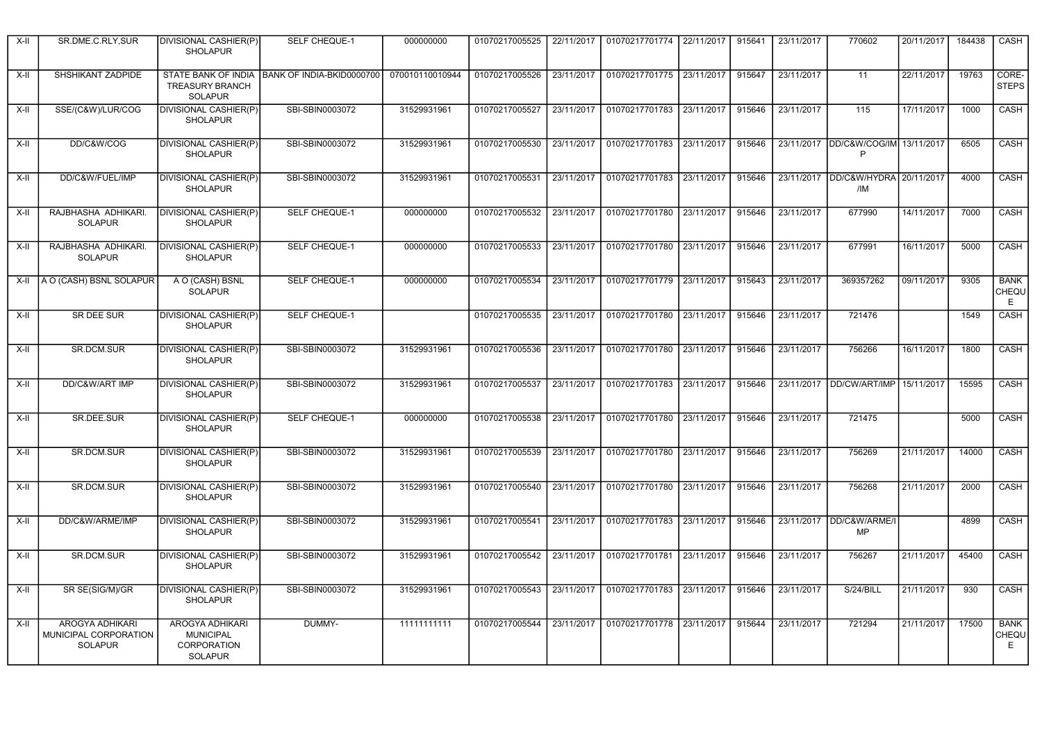| | | | | | | | | | | | | | | |
|---|---|---|---|---|---|---|---|---|---|---|---|---|---|---|
| X-II | SR.DME.C.RLY,SUR | DIVISIONAL CASHIER(P) SHOLAPUR | SELF CHEQUE-1 | 000000000 | 01070217005525 | 22/11/2017 | 01070217701774 | 22/11/2017 | 915641 | 23/11/2017 | 770602 | 20/11/2017 | 184438 | CASH |
| X-II | SHSHIKANT ZADPIDE | STATE BANK OF INDIA TREASURY BRANCH SOLAPUR | BANK OF INDIA-BKID0000700 | 070010110010944 | 01070217005526 | 23/11/2017 | 01070217701775 | 23/11/2017 | 915647 | 23/11/2017 | 11 | 22/11/2017 | 19763 | CORE-STEPS |
| X-II | SSE/(C&W)/LUR/COG | DIVISIONAL CASHIER(P) SHOLAPUR | SBI-SBIN0003072 | 31529931961 | 01070217005527 | 23/11/2017 | 01070217701783 | 23/11/2017 | 915646 | 23/11/2017 | 115 | 17/11/2017 | 1000 | CASH |
| X-II | DD/C&W/COG | DIVISIONAL CASHIER(P) SHOLAPUR | SBI-SBIN0003072 | 31529931961 | 01070217005530 | 23/11/2017 | 01070217701783 | 23/11/2017 | 915646 | 23/11/2017 | DD/C&W/COG/IMP | 13/11/2017 | 6505 | CASH |
| X-II | DD/C&W/FUEL/IMP | DIVISIONAL CASHIER(P) SHOLAPUR | SBI-SBIN0003072 | 31529931961 | 01070217005531 | 23/11/2017 | 01070217701783 | 23/11/2017 | 915646 | 23/11/2017 | DD/C&W/HYDRA/IM | 20/11/2017 | 4000 | CASH |
| X-II | RAJBHASHA ADHIKARI. SOLAPUR | DIVISIONAL CASHIER(P) SHOLAPUR | SELF CHEQUE-1 | 000000000 | 01070217005532 | 23/11/2017 | 01070217701780 | 23/11/2017 | 915646 | 23/11/2017 | 677990 | 14/11/2017 | 7000 | CASH |
| X-II | RAJBHASHA ADHIKARI. SOLAPUR | DIVISIONAL CASHIER(P) SHOLAPUR | SELF CHEQUE-1 | 000000000 | 01070217005533 | 23/11/2017 | 01070217701780 | 23/11/2017 | 915646 | 23/11/2017 | 677991 | 16/11/2017 | 5000 | CASH |
| X-II | A O (CASH) BSNL SOLAPUR | A O (CASH) BSNL SOLAPUR | SELF CHEQUE-1 | 000000000 | 01070217005534 | 23/11/2017 | 01070217701779 | 23/11/2017 | 915643 | 23/11/2017 | 369357262 | 09/11/2017 | 9305 | BANK CHEQUE |
| X-II | SR DEE SUR | DIVISIONAL CASHIER(P) SHOLAPUR | SELF CHEQUE-1 | | 01070217005535 | 23/11/2017 | 01070217701780 | 23/11/2017 | 915646 | 23/11/2017 | 721476 | | 1549 | CASH |
| X-II | SR.DCM.SUR | DIVISIONAL CASHIER(P) SHOLAPUR | SBI-SBIN0003072 | 31529931961 | 01070217005536 | 23/11/2017 | 01070217701780 | 23/11/2017 | 915641 | 23/11/2017 | 756266 | 16/11/2017 | 1800 | CASH |
| X-II | DD/C&W/ART IMP | DIVISIONAL CASHIER(P) SHOLAPUR | SBI-SBIN0003072 | 31529931961 | 01070217005537 | 23/11/2017 | 01070217701783 | 23/11/2017 | 915646 | 23/11/2017 | DD/CW/ART/IMP | 15/11/2017 | 15595 | CASH |
| X-II | SR.DEE.SUR | DIVISIONAL CASHIER(P) SHOLAPUR | SELF CHEQUE-1 | 000000000 | 01070217005538 | 23/11/2017 | 01070217701780 | 23/11/2017 | 915646 | 23/11/2017 | 721475 | | 5000 | CASH |
| X-II | SR.DCM.SUR | DIVISIONAL CASHIER(P) SHOLAPUR | SBI-SBIN0003072 | 31529931961 | 01070217005539 | 23/11/2017 | 01070217701780 | 23/11/2017 | 915646 | 23/11/2017 | 756269 | 21/11/2017 | 14000 | CASH |
| X-II | SR.DCM.SUR | DIVISIONAL CASHIER(P) SHOLAPUR | SBI-SBIN0003072 | 31529931961 | 01070217005540 | 23/11/2017 | 01070217701780 | 23/11/2017 | 915646 | 23/11/2017 | 756268 | 21/11/2017 | 2000 | CASH |
| X-II | DD/C&W/ARME/IMP | DIVISIONAL CASHIER(P) SHOLAPUR | SBI-SBIN0003072 | 31529931961 | 01070217005541 | 23/11/2017 | 01070217701783 | 23/11/2017 | 915646 | 23/11/2017 | DD/C&W/ARME/IMP | | 4899 | CASH |
| X-II | SR.DCM.SUR | DIVISIONAL CASHIER(P) SHOLAPUR | SBI-SBIN0003072 | 31529931961 | 01070217005542 | 23/11/2017 | 01070217701781 | 23/11/2017 | 915646 | 23/11/2017 | 756267 | 21/11/2017 | 45400 | CASH |
| X-II | SR SE(SIG/M)/GR | DIVISIONAL CASHIER(P) SHOLAPUR | SBI-SBIN0003072 | 31529931961 | 01070217005543 | 23/11/2017 | 01070217701783 | 23/11/2017 | 915646 | 23/11/2017 | S/24/BILL | 21/11/2017 | 930 | CASH |
| X-II | AROGYA ADHIKARI MUNICIPAL CORPORATION SOLAPUR | AROGYA ADHIKARI MUNICIPAL CORPORATION SOLAPUR | DUMMY- | 11111111111 | 01070217005544 | 23/11/2017 | 01070217701778 | 23/11/2017 | 915644 | 23/11/2017 | 721294 | 21/11/2017 | 17500 | BANK CHEQUE |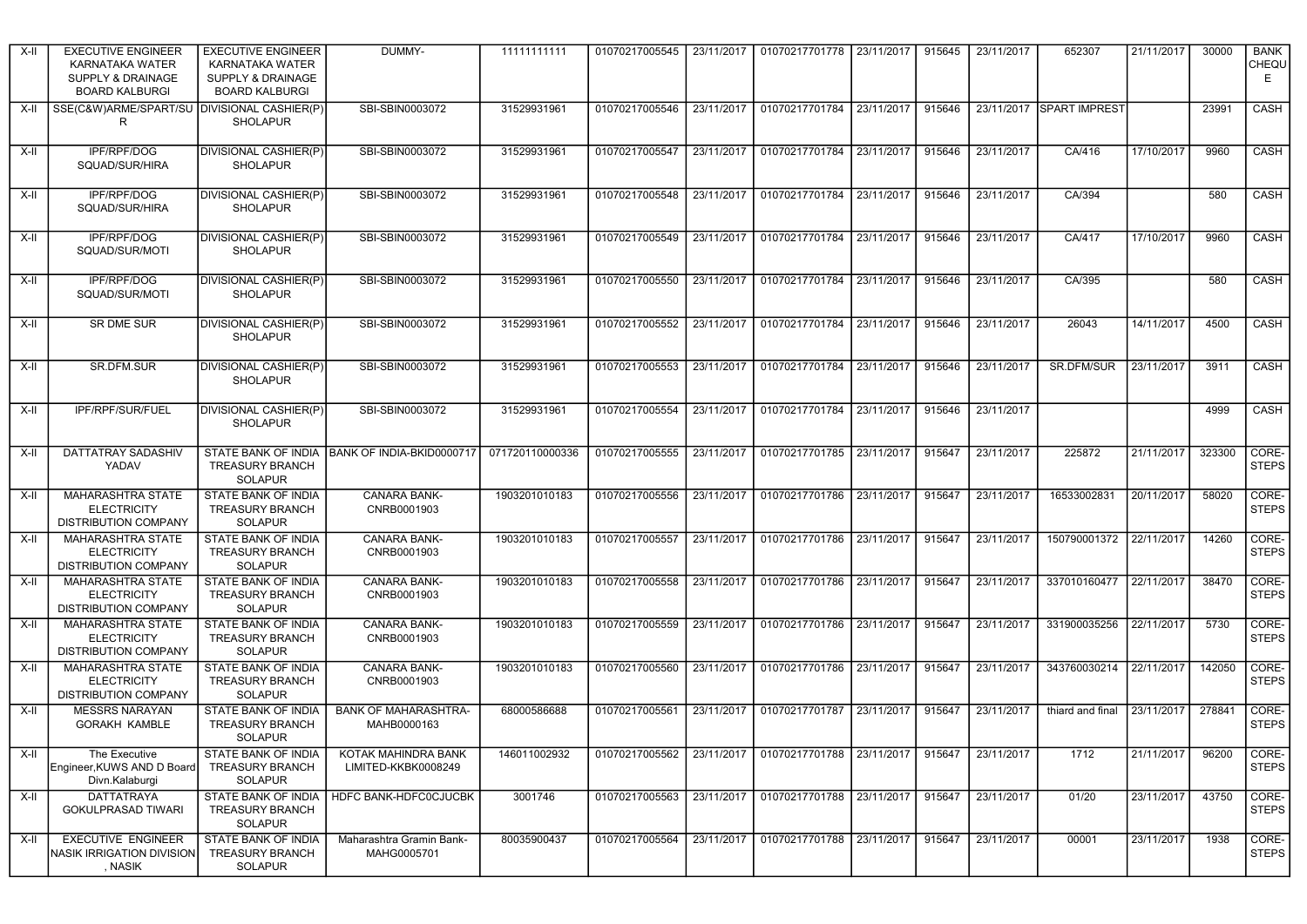| X-II | EXECUTIVE ENGINEER KARNATAKA WATER SUPPLY & DRAINAGE BOARD KALBURGI | EXECUTIVE ENGINEER KARNATAKA WATER SUPPLY & DRAINAGE BOARD KALBURGI | DUMMY- | 11111111111 | 01070217005545 | 23/11/2017 | 01070217701778 | 23/11/2017 | 915645 | 23/11/2017 | 652307 | 21/11/2017 | 30000 | BANK CHEQUE |
|---|---|---|---|---|---|---|---|---|---|---|---|---|---|---|
| X-II | SSE(C&W)ARME/SPART/SUR | DIVISIONAL CASHIER(P) SHOLAPUR | SBI-SBIN0003072 | 31529931961 | 01070217005546 | 23/11/2017 | 01070217701784 | 23/11/2017 | 915646 | 23/11/2017 | SPART IMPREST | | 23991 | CASH |
| X-II | IPF/RPF/DOG SQUAD/SUR/HIRA | DIVISIONAL CASHIER(P) SHOLAPUR | SBI-SBIN0003072 | 31529931961 | 01070217005547 | 23/11/2017 | 01070217701784 | 23/11/2017 | 915646 | 23/11/2017 | CA/416 | 17/10/2017 | 9960 | CASH |
| X-II | IPF/RPF/DOG SQUAD/SUR/HIRA | DIVISIONAL CASHIER(P) SHOLAPUR | SBI-SBIN0003072 | 31529931961 | 01070217005548 | 23/11/2017 | 01070217701784 | 23/11/2017 | 915646 | 23/11/2017 | CA/394 | | 580 | CASH |
| X-II | IPF/RPF/DOG SQUAD/SUR/MOTI | DIVISIONAL CASHIER(P) SHOLAPUR | SBI-SBIN0003072 | 31529931961 | 01070217005549 | 23/11/2017 | 01070217701784 | 23/11/2017 | 915646 | 23/11/2017 | CA/417 | 17/10/2017 | 9960 | CASH |
| X-II | IPF/RPF/DOG SQUAD/SUR/MOTI | DIVISIONAL CASHIER(P) SHOLAPUR | SBI-SBIN0003072 | 31529931961 | 01070217005550 | 23/11/2017 | 01070217701784 | 23/11/2017 | 915646 | 23/11/2017 | CA/395 | | 580 | CASH |
| X-II | SR DME SUR | DIVISIONAL CASHIER(P) SHOLAPUR | SBI-SBIN0003072 | 31529931961 | 01070217005552 | 23/11/2017 | 01070217701784 | 23/11/2017 | 915646 | 23/11/2017 | 26043 | 14/11/2017 | 4500 | CASH |
| X-II | SR.DFM.SUR | DIVISIONAL CASHIER(P) SHOLAPUR | SBI-SBIN0003072 | 31529931961 | 01070217005553 | 23/11/2017 | 01070217701784 | 23/11/2017 | 915646 | 23/11/2017 | SR.DFM/SUR | 23/11/2017 | 3911 | CASH |
| X-II | IPF/RPF/SUR/FUEL | DIVISIONAL CASHIER(P) SHOLAPUR | SBI-SBIN0003072 | 31529931961 | 01070217005554 | 23/11/2017 | 01070217701784 | 23/11/2017 | 915646 | 23/11/2017 | | | 4999 | CASH |
| X-II | DATTATRAY SADASHIV YADAV | STATE BANK OF INDIA TREASURY BRANCH SOLAPUR | BANK OF INDIA-BKID0000717 | 071720110000336 | 01070217005555 | 23/11/2017 | 01070217701785 | 23/11/2017 | 915647 | 23/11/2017 | 225872 | 21/11/2017 | 323300 | CORE-STEPS |
| X-II | MAHARASHTRA STATE ELECTRICITY DISTRIBUTION COMPANY | STATE BANK OF INDIA TREASURY BRANCH SOLAPUR | CANARA BANK-CNRB0001903 | 1903201010183 | 01070217005556 | 23/11/2017 | 01070217701786 | 23/11/2017 | 915647 | 23/11/2017 | 16533002831 | 20/11/2017 | 58020 | CORE-STEPS |
| X-II | MAHARASHTRA STATE ELECTRICITY DISTRIBUTION COMPANY | STATE BANK OF INDIA TREASURY BRANCH SOLAPUR | CANARA BANK-CNRB0001903 | 1903201010183 | 01070217005557 | 23/11/2017 | 01070217701786 | 23/11/2017 | 915647 | 23/11/2017 | 150790001372 | 22/11/2017 | 14260 | CORE-STEPS |
| X-II | MAHARASHTRA STATE ELECTRICITY DISTRIBUTION COMPANY | STATE BANK OF INDIA TREASURY BRANCH SOLAPUR | CANARA BANK-CNRB0001903 | 1903201010183 | 01070217005558 | 23/11/2017 | 01070217701786 | 23/11/2017 | 915647 | 23/11/2017 | 337010160477 | 22/11/2017 | 38470 | CORE-STEPS |
| X-II | MAHARASHTRA STATE ELECTRICITY DISTRIBUTION COMPANY | STATE BANK OF INDIA TREASURY BRANCH SOLAPUR | CANARA BANK-CNRB0001903 | 1903201010183 | 01070217005559 | 23/11/2017 | 01070217701786 | 23/11/2017 | 915647 | 23/11/2017 | 331900035256 | 22/11/2017 | 5730 | CORE-STEPS |
| X-II | MAHARASHTRA STATE ELECTRICITY DISTRIBUTION COMPANY | STATE BANK OF INDIA TREASURY BRANCH SOLAPUR | CANARA BANK-CNRB0001903 | 1903201010183 | 01070217005560 | 23/11/2017 | 01070217701786 | 23/11/2017 | 915647 | 23/11/2017 | 343760030214 | 22/11/2017 | 142050 | CORE-STEPS |
| X-II | MESSRS NARAYAN GORAKH KAMBLE | STATE BANK OF INDIA TREASURY BRANCH SOLAPUR | BANK OF MAHARASHTRA-MAHB0000163 | 68000586688 | 01070217005561 | 23/11/2017 | 01070217701787 | 23/11/2017 | 915647 | 23/11/2017 | thiard and final | 23/11/2017 | 278841 | CORE-STEPS |
| X-II | The Executive Engineer,KUWS AND D Board Divn.Kalaburgi | STATE BANK OF INDIA TREASURY BRANCH SOLAPUR | KOTAK MAHINDRA BANK LIMITED-KKBK0008249 | 146011002932 | 01070217005562 | 23/11/2017 | 01070217701788 | 23/11/2017 | 915647 | 23/11/2017 | 1712 | 21/11/2017 | 96200 | CORE-STEPS |
| X-II | DATTATRAYA GOKULPRASAD TIWARI | STATE BANK OF INDIA TREASURY BRANCH SOLAPUR | HDFC BANK-HDFC0CJUCBK | 3001746 | 01070217005563 | 23/11/2017 | 01070217701788 | 23/11/2017 | 915647 | 23/11/2017 | 01/20 | 23/11/2017 | 43750 | CORE-STEPS |
| X-II | EXECUTIVE ENGINEER NASIK IRRIGATION DIVISION , NASIK | STATE BANK OF INDIA TREASURY BRANCH SOLAPUR | Maharashtra Gramin Bank-MAHG0005701 | 80035900437 | 01070217005564 | 23/11/2017 | 01070217701788 | 23/11/2017 | 915647 | 23/11/2017 | 00001 | 23/11/2017 | 1938 | CORE-STEPS |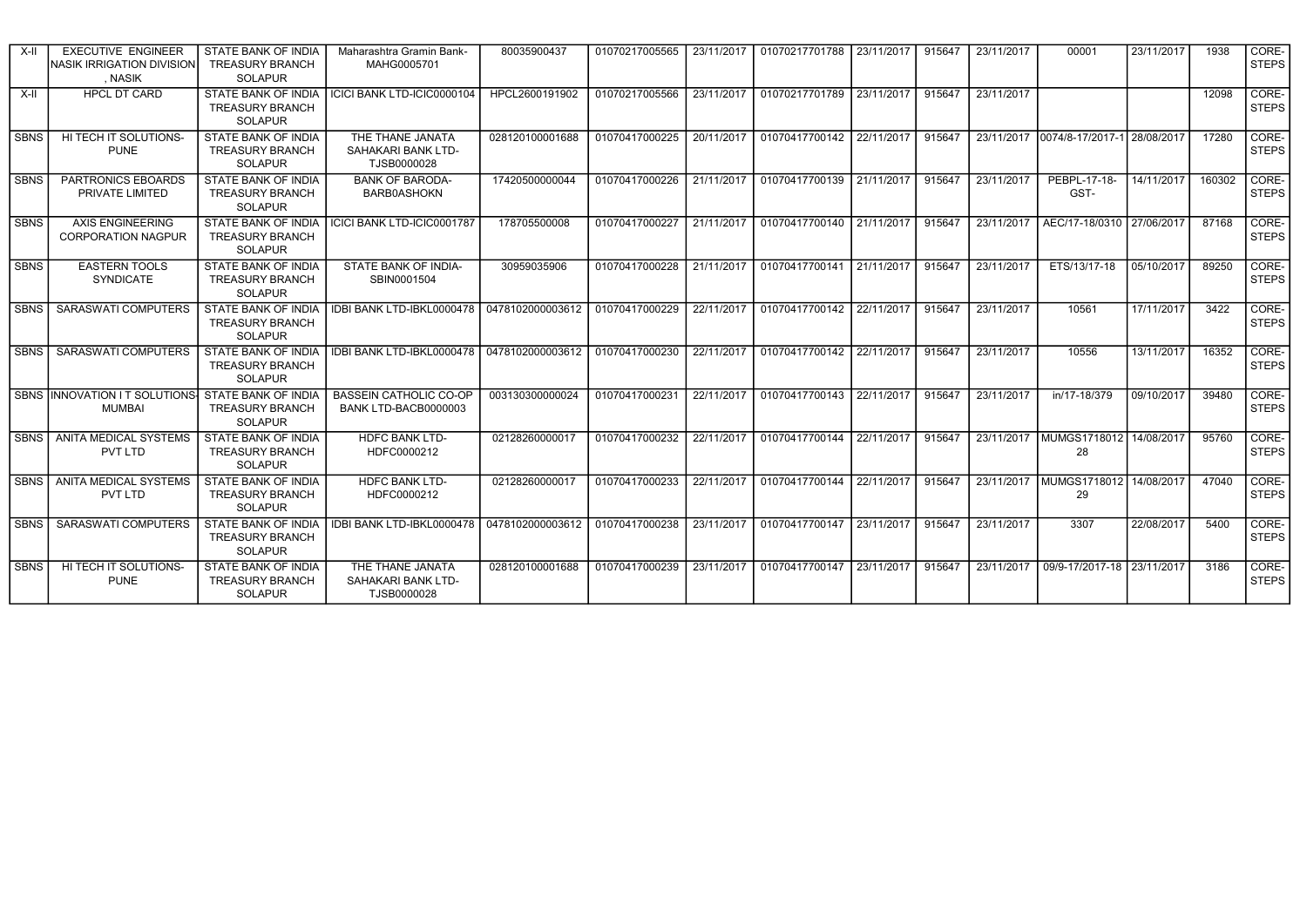| | | | | | | | | | | | | | | | |
|---|---|---|---|---|---|---|---|---|---|---|---|---|---|---|---|
| X-II | EXECUTIVE ENGINEER NASIK IRRIGATION DIVISION , NASIK | STATE BANK OF INDIA TREASURY BRANCH SOLAPUR | Maharashtra Gramin Bank-MAHG0005701 | 80035900437 | 01070217005565 | 23/11/2017 | 01070217701788 | 23/11/2017 | 915647 | 23/11/2017 | 00001 | 23/11/2017 | 1938 | CORE-STEPS |
| X-II | HPCL DT CARD | STATE BANK OF INDIA TREASURY BRANCH SOLAPUR | ICICI BANK LTD-ICIC0000104 | HPCL2600191902 | 01070217005566 | 23/11/2017 | 01070217701789 | 23/11/2017 | 915647 | 23/11/2017 | | | 12098 | CORE-STEPS |
| SBNS | HI TECH IT SOLUTIONS-PUNE | STATE BANK OF INDIA TREASURY BRANCH SOLAPUR | THE THANE JANATA SAHAKARI BANK LTD-TJSB0000028 | 028120100001688 | 01070417000225 | 20/11/2017 | 01070417700142 | 22/11/2017 | 915647 | 23/11/2017 | 0074/8-17/2017-1 | 28/08/2017 | 17280 | CORE-STEPS |
| SBNS | PARTRONICS EBOARDS PRIVATE LIMITED | STATE BANK OF INDIA TREASURY BRANCH SOLAPUR | BANK OF BARODA-BARB0ASHOKN | 17420500000044 | 01070417000226 | 21/11/2017 | 01070417700139 | 21/11/2017 | 915647 | 23/11/2017 | PEBPL-17-18-GST- | 14/11/2017 | 160302 | CORE-STEPS |
| SBNS | AXIS ENGINEERING CORPORATION NAGPUR | STATE BANK OF INDIA TREASURY BRANCH SOLAPUR | ICICI BANK LTD-ICIC0001787 | 178705500008 | 01070417000227 | 21/11/2017 | 01070417700140 | 21/11/2017 | 915647 | 23/11/2017 | AEC/17-18/0310 | 27/06/2017 | 87168 | CORE-STEPS |
| SBNS | EASTERN TOOLS SYNDICATE | STATE BANK OF INDIA TREASURY BRANCH SOLAPUR | STATE BANK OF INDIA-SBIN0001504 | 30959035906 | 01070417000228 | 21/11/2017 | 01070417700141 | 21/11/2017 | 915647 | 23/11/2017 | ETS/13/17-18 | 05/10/2017 | 89250 | CORE-STEPS |
| SBNS | SARASWATI COMPUTERS | STATE BANK OF INDIA TREASURY BRANCH SOLAPUR | IDBI BANK LTD-IBKL0000478 | 0478102000003612 | 01070417000229 | 22/11/2017 | 01070417700142 | 22/11/2017 | 915647 | 23/11/2017 | 10561 | 17/11/2017 | 3422 | CORE-STEPS |
| SBNS | SARASWATI COMPUTERS | STATE BANK OF INDIA TREASURY BRANCH SOLAPUR | IDBI BANK LTD-IBKL0000478 | 0478102000003612 | 01070417000230 | 22/11/2017 | 01070417700142 | 22/11/2017 | 915647 | 23/11/2017 | 10556 | 13/11/2017 | 16352 | CORE-STEPS |
| SBNS | INNOVATION I T SOLUTIONS-MUMBAI | STATE BANK OF INDIA TREASURY BRANCH SOLAPUR | BASSEIN CATHOLIC CO-OP BANK LTD-BACB0000003 | 003130300000024 | 01070417000231 | 22/11/2017 | 01070417700143 | 22/11/2017 | 915647 | 23/11/2017 | in/17-18/379 | 09/10/2017 | 39480 | CORE-STEPS |
| SBNS | ANITA MEDICAL SYSTEMS PVT LTD | STATE BANK OF INDIA TREASURY BRANCH SOLAPUR | HDFC BANK LTD-HDFC0000212 | 02128260000017 | 01070417000232 | 22/11/2017 | 01070417700144 | 22/11/2017 | 915647 | 23/11/2017 | MUMGS171801228 | 14/08/2017 | 95760 | CORE-STEPS |
| SBNS | ANITA MEDICAL SYSTEMS PVT LTD | STATE BANK OF INDIA TREASURY BRANCH SOLAPUR | HDFC BANK LTD-HDFC0000212 | 02128260000017 | 01070417000233 | 22/11/2017 | 01070417700144 | 22/11/2017 | 915647 | 23/11/2017 | MUMGS171801229 | 14/08/2017 | 47040 | CORE-STEPS |
| SBNS | SARASWATI COMPUTERS | STATE BANK OF INDIA TREASURY BRANCH SOLAPUR | IDBI BANK LTD-IBKL0000478 | 0478102000003612 | 01070417000238 | 23/11/2017 | 01070417700147 | 23/11/2017 | 915647 | 23/11/2017 | 3307 | 22/08/2017 | 5400 | CORE-STEPS |
| SBNS | HI TECH IT SOLUTIONS-PUNE | STATE BANK OF INDIA TREASURY BRANCH SOLAPUR | THE THANE JANATA SAHAKARI BANK LTD-TJSB0000028 | 028120100001688 | 01070417000239 | 23/11/2017 | 01070417700147 | 23/11/2017 | 915647 | 23/11/2017 | 09/9-17/2017-18 | 23/11/2017 | 3186 | CORE-STEPS |